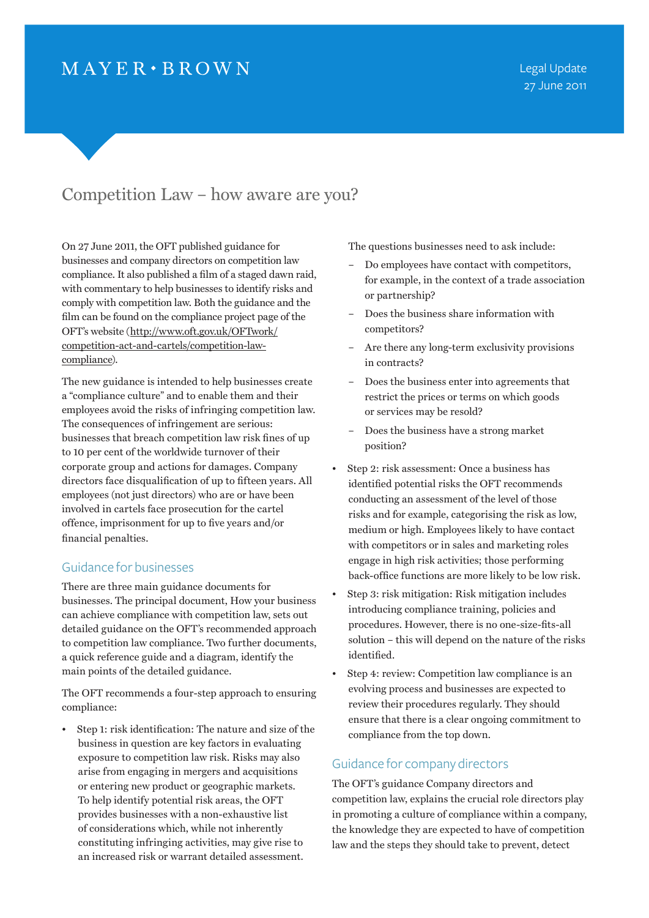MAYER • BROWN

Legal Update
27 June 2011

# Competition Law – how aware are you?

On 27 June 2011, the OFT published guidance for businesses and company directors on competition law compliance. It also published a film of a staged dawn raid, with commentary to help businesses to identify risks and comply with competition law. Both the guidance and the film can be found on the compliance project page of the OFT's website (http://www.oft.gov.uk/OFTwork/competition-act-and-cartels/competition-law-compliance).

The new guidance is intended to help businesses create a "compliance culture" and to enable them and their employees avoid the risks of infringing competition law. The consequences of infringement are serious: businesses that breach competition law risk fines of up to 10 per cent of the worldwide turnover of their corporate group and actions for damages. Company directors face disqualification of up to fifteen years. All employees (not just directors) who are or have been involved in cartels face prosecution for the cartel offence, imprisonment for up to five years and/or financial penalties.

## Guidance for businesses

There are three main guidance documents for businesses. The principal document, How your business can achieve compliance with competition law, sets out detailed guidance on the OFT's recommended approach to competition law compliance. Two further documents, a quick reference guide and a diagram, identify the main points of the detailed guidance.

The OFT recommends a four-step approach to ensuring compliance:

- Step 1: risk identification: The nature and size of the business in question are key factors in evaluating exposure to competition law risk. Risks may also arise from engaging in mergers and acquisitions or entering new product or geographic markets. To help identify potential risk areas, the OFT provides businesses with a non-exhaustive list of considerations which, while not inherently constituting infringing activities, may give rise to an increased risk or warrant detailed assessment.

  The questions businesses need to ask include:

  - Do employees have contact with competitors, for example, in the context of a trade association or partnership?
  - Does the business share information with competitors?
  - Are there any long-term exclusivity provisions in contracts?
  - Does the business enter into agreements that restrict the prices or terms on which goods or services may be resold?
  - Does the business have a strong market position?

- Step 2: risk assessment: Once a business has identified potential risks the OFT recommends conducting an assessment of the level of those risks and for example, categorising the risk as low, medium or high. Employees likely to have contact with competitors or in sales and marketing roles engage in high risk activities; those performing back-office functions are more likely to be low risk.
- Step 3: risk mitigation: Risk mitigation includes introducing compliance training, policies and procedures. However, there is no one-size-fits-all solution – this will depend on the nature of the risks identified.
- Step 4: review: Competition law compliance is an evolving process and businesses are expected to review their procedures regularly. They should ensure that there is a clear ongoing commitment to compliance from the top down.

## Guidance for company directors

The OFT's guidance Company directors and competition law, explains the crucial role directors play in promoting a culture of compliance within a company, the knowledge they are expected to have of competition law and the steps they should take to prevent, detect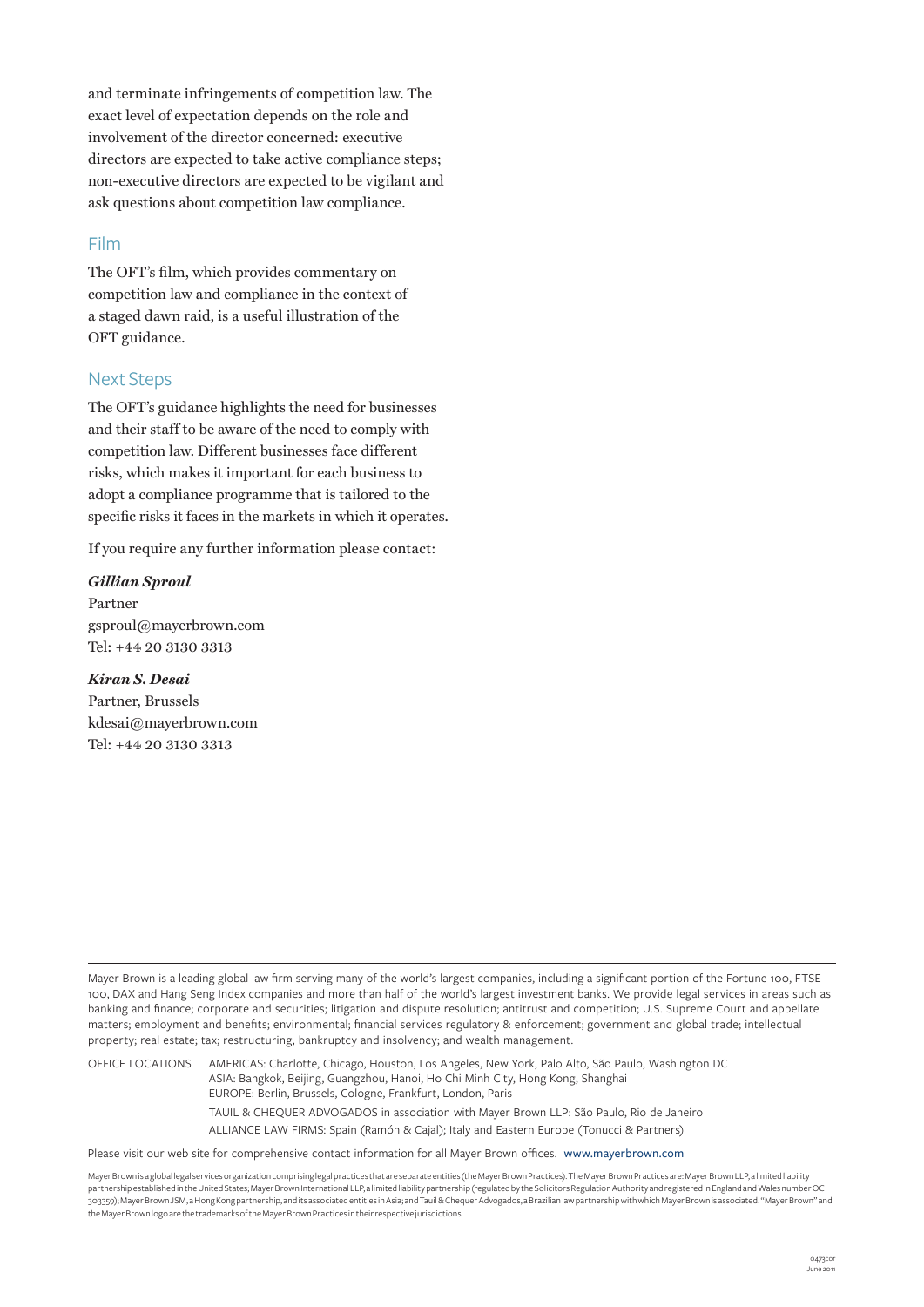and terminate infringements of competition law. The exact level of expectation depends on the role and involvement of the director concerned: executive directors are expected to take active compliance steps; non-executive directors are expected to be vigilant and ask questions about competition law compliance.

## Film

The OFT's film, which provides commentary on competition law and compliance in the context of a staged dawn raid, is a useful illustration of the OFT guidance.

## Next Steps

The OFT's guidance highlights the need for businesses and their staff to be aware of the need to comply with competition law. Different businesses face different risks, which makes it important for each business to adopt a compliance programme that is tailored to the specific risks it faces in the markets in which it operates.

If you require any further information please contact:

***Gillian Sproul***
Partner
gsproul@mayerbrown.com
Tel: +44 20 3130 3313

***Kiran S. Desai***
Partner, Brussels
kdesai@mayerbrown.com
Tel: +44 20 3130 3313

---

Mayer Brown is a leading global law firm serving many of the world's largest companies, including a significant portion of the Fortune 100, FTSE 100, DAX and Hang Seng Index companies and more than half of the world's largest investment banks. We provide legal services in areas such as banking and finance; corporate and securities; litigation and dispute resolution; antitrust and competition; U.S. Supreme Court and appellate matters; employment and benefits; environmental; financial services regulatory & enforcement; government and global trade; intellectual property; real estate; tax; restructuring, bankruptcy and insolvency; and wealth management.

OFFICE LOCATIONS
AMERICAS: Charlotte, Chicago, Houston, Los Angeles, New York, Palo Alto, São Paulo, Washington DC
ASIA: Bangkok, Beijing, Guangzhou, Hanoi, Ho Chi Minh City, Hong Kong, Shanghai
EUROPE: Berlin, Brussels, Cologne, Frankfurt, London, Paris
TAUIL & CHEQUER ADVOGADOS in association with Mayer Brown LLP: São Paulo, Rio de Janeiro
ALLIANCE LAW FIRMS: Spain (Ramón & Cajal); Italy and Eastern Europe (Tonucci & Partners)

Please visit our web site for comprehensive contact information for all Mayer Brown offices. www.mayerbrown.com

Mayer Brown is a global legal services organization comprising legal practices that are separate entities (the Mayer Brown Practices). The Mayer Brown Practices are: Mayer Brown LLP, a limited liability partnership established in the United States; Mayer Brown International LLP, a limited liability partnership (regulated by the Solicitors Regulation Authority and registered in England and Wales number OC 303359); Mayer Brown JSM, a Hong Kong partnership, and its associated entities in Asia; and Tauil & Chequer Advogados, a Brazilian law partnership with which Mayer Brown is associated. "Mayer Brown" and the Mayer Brown logo are the trademarks of the Mayer Brown Practices in their respective jurisdictions.

0473cor
June 2011